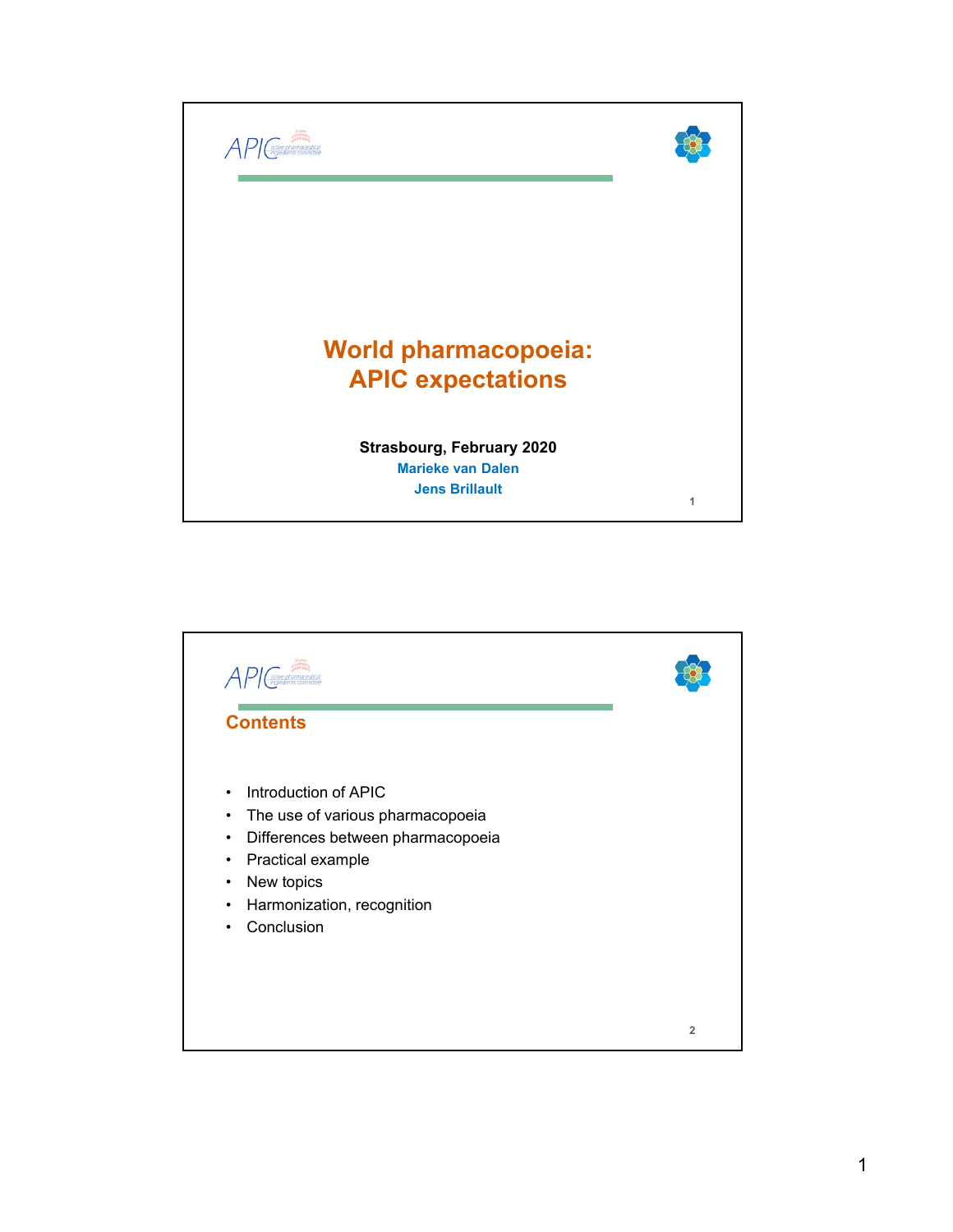# World pharmacopoeia: APIC expectations

**Strasbourg, February 2020**

**Marieke van Dalen**

**Jens Brillault**

## Contents

- Introduction of APIC
- The use of various pharmacopoeia
- Differences between pharmacopoeia
- Practical example
- New topics
- Harmonization, recognition
- Conclusion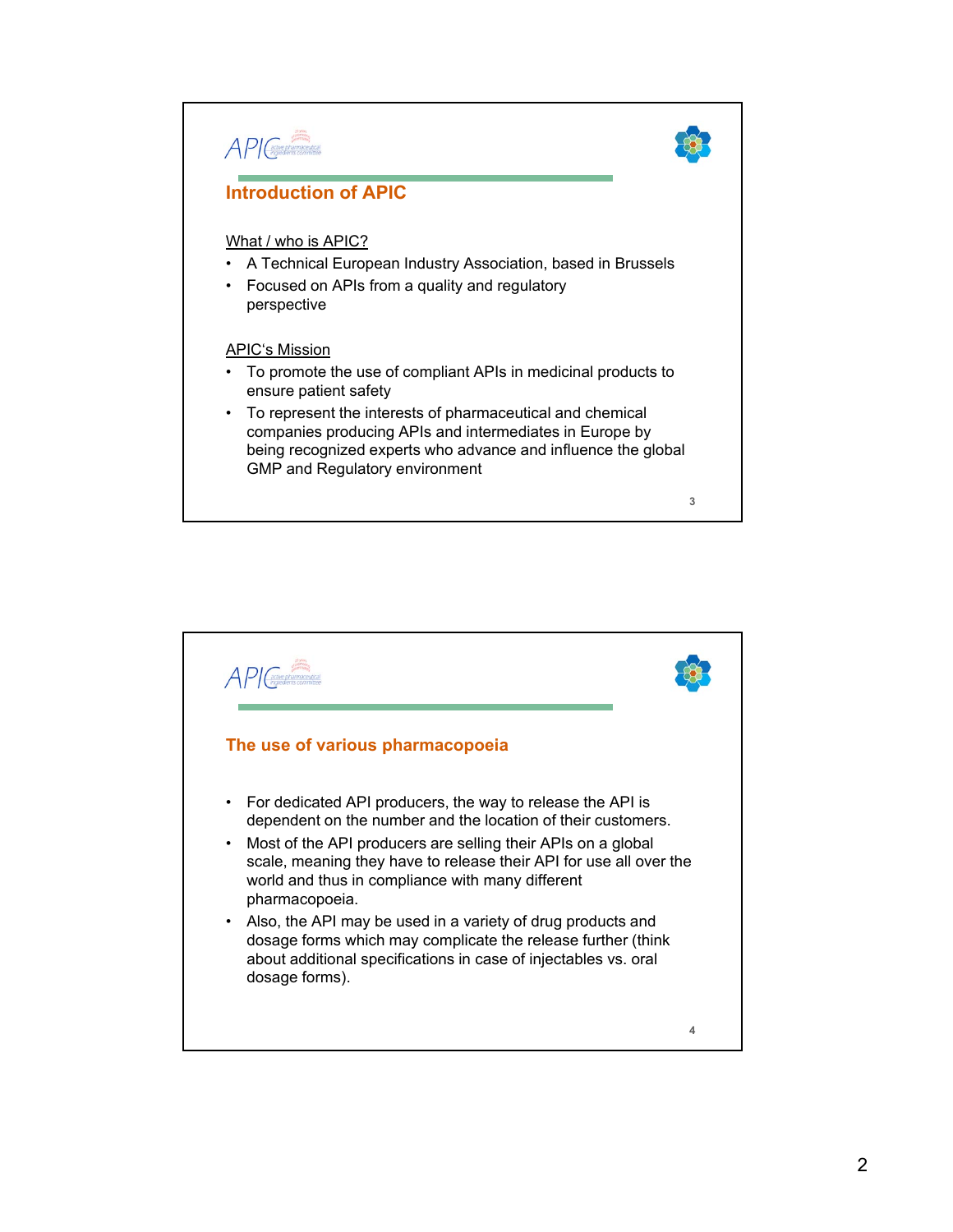## Introduction of APIC

What / who is APIC?

- A Technical European Industry Association, based in Brussels
- Focused on APIs from a quality and regulatory perspective

APIC's Mission

- To promote the use of compliant APIs in medicinal products to ensure patient safety
- To represent the interests of pharmaceutical and chemical companies producing APIs and intermediates in Europe by being recognized experts who advance and influence the global GMP and Regulatory environment

## The use of various pharmacopoeia

- For dedicated API producers, the way to release the API is dependent on the number and the location of their customers.
- Most of the API producers are selling their APIs on a global scale, meaning they have to release their API for use all over the world and thus in compliance with many different pharmacopoeia.
- Also, the API may be used in a variety of drug products and dosage forms which may complicate the release further (think about additional specifications in case of injectables vs. oral dosage forms).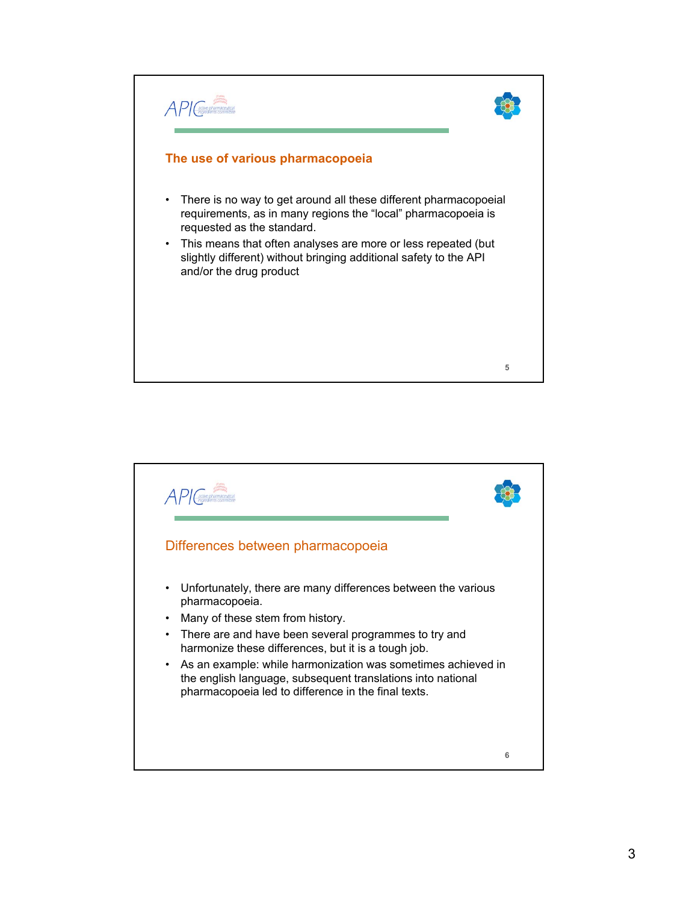## The use of various pharmacopoeia

- There is no way to get around all these different pharmacopoeial requirements, as in many regions the "local" pharmacopoeia is requested as the standard.
- This means that often analyses are more or less repeated (but slightly different) without bringing additional safety to the API and/or the drug product

## Differences between pharmacopoeia

- Unfortunately, there are many differences between the various pharmacopoeia.
- Many of these stem from history.
- There are and have been several programmes to try and harmonize these differences, but it is a tough job.
- As an example: while harmonization was sometimes achieved in the english language, subsequent translations into national pharmacopoeia led to difference in the final texts.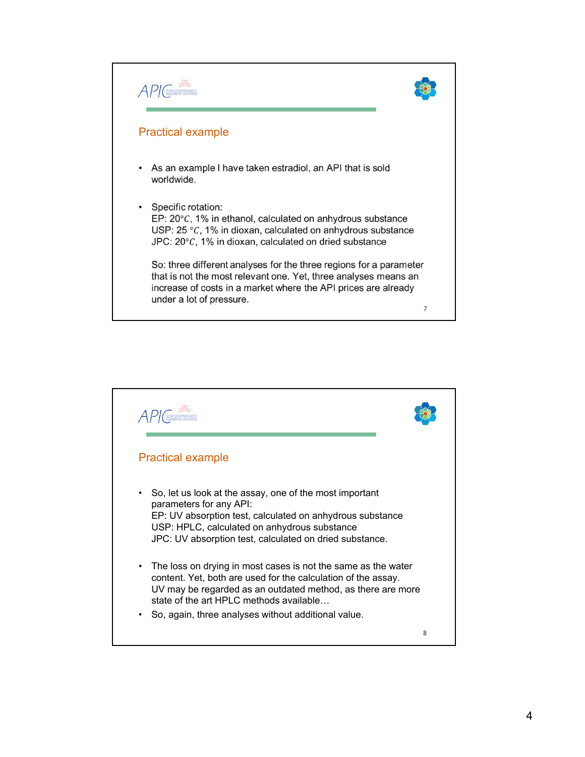## Practical example

- As an example I have taken estradiol, an API that is sold worldwide.
- Specific rotation:
  EP: 20°C, 1% in ethanol, calculated on anhydrous substance
  USP: 25 °C, 1% in dioxan, calculated on anhydrous substance
  JPC: 20°C, 1% in dioxan, calculated on dried substance

  So: three different analyses for the three regions for a parameter that is not the most relevant one. Yet, three analyses means an increase of costs in a market where the API prices are already under a lot of pressure.

## Practical example

- So, let us look at the assay, one of the most important parameters for any API:
  EP: UV absorption test, calculated on anhydrous substance
  USP: HPLC, calculated on anhydrous substance
  JPC: UV absorption test, calculated on dried substance.
- The loss on drying in most cases is not the same as the water content. Yet, both are used for the calculation of the assay.
  UV may be regarded as an outdated method, as there are more state of the art HPLC methods available…
- So, again, three analyses without additional value.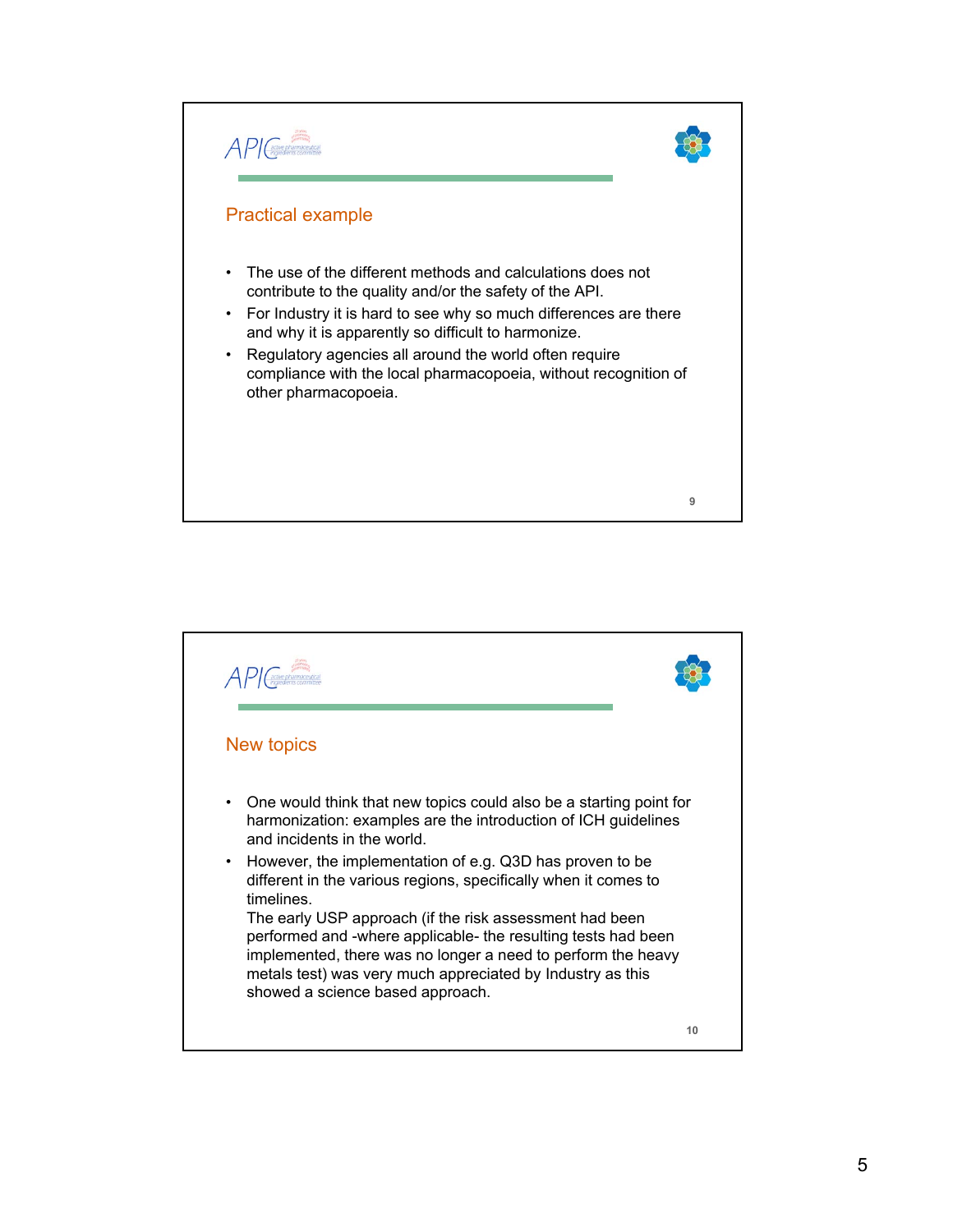## Practical example

- The use of the different methods and calculations does not contribute to the quality and/or the safety of the API.
- For Industry it is hard to see why so much differences are there and why it is apparently so difficult to harmonize.
- Regulatory agencies all around the world often require compliance with the local pharmacopoeia, without recognition of other pharmacopoeia.

## New topics

- One would think that new topics could also be a starting point for harmonization: examples are the introduction of ICH guidelines and incidents in the world.
- However, the implementation of e.g. Q3D has proven to be different in the various regions, specifically when it comes to timelines.
  The early USP approach (if the risk assessment had been performed and -where applicable- the resulting tests had been implemented, there was no longer a need to perform the heavy metals test) was very much appreciated by Industry as this showed a science based approach.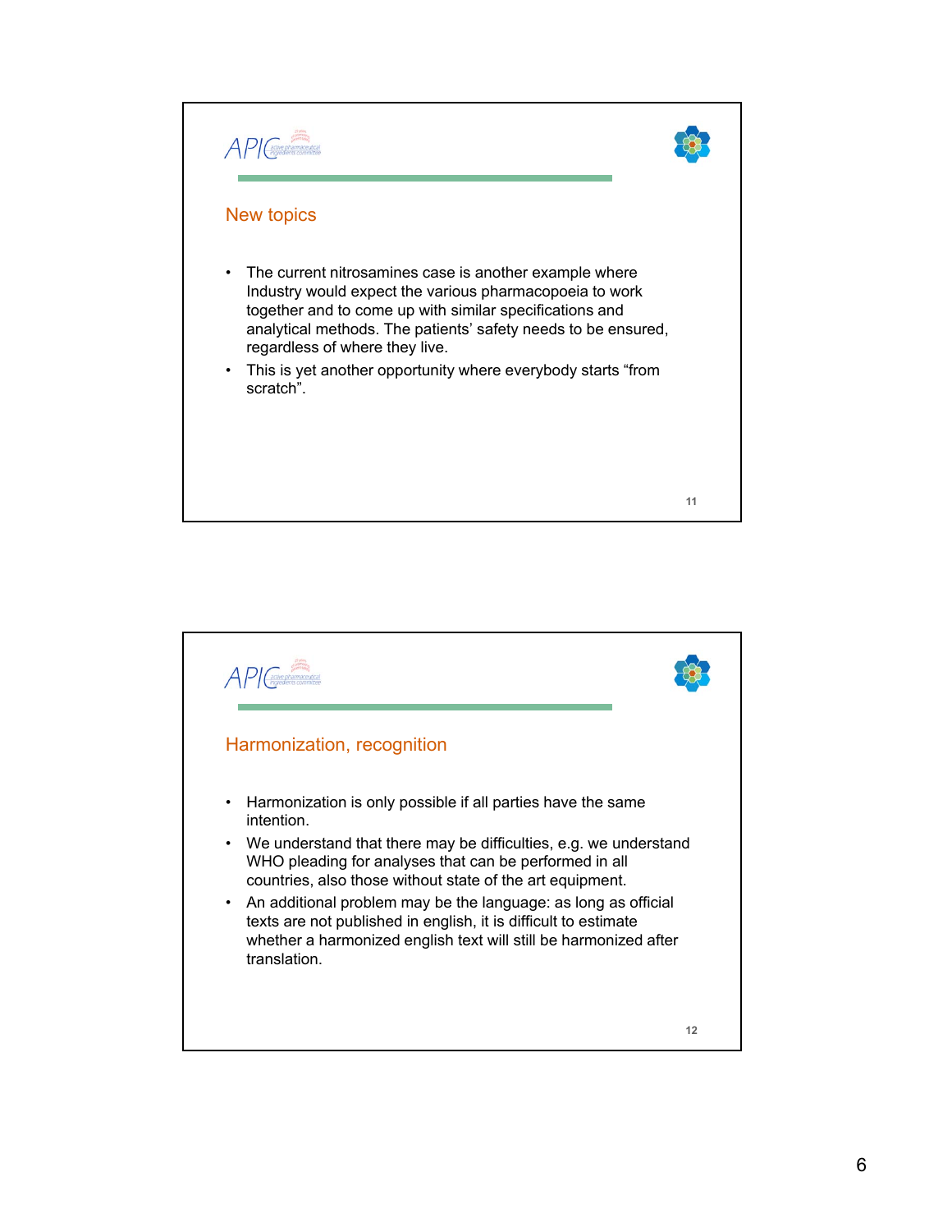## New topics

- The current nitrosamines case is another example where Industry would expect the various pharmacopoeia to work together and to come up with similar specifications and analytical methods. The patients' safety needs to be ensured, regardless of where they live.
- This is yet another opportunity where everybody starts "from scratch".

## Harmonization, recognition

- Harmonization is only possible if all parties have the same intention.
- We understand that there may be difficulties, e.g. we understand WHO pleading for analyses that can be performed in all countries, also those without state of the art equipment.
- An additional problem may be the language: as long as official texts are not published in english, it is difficult to estimate whether a harmonized english text will still be harmonized after translation.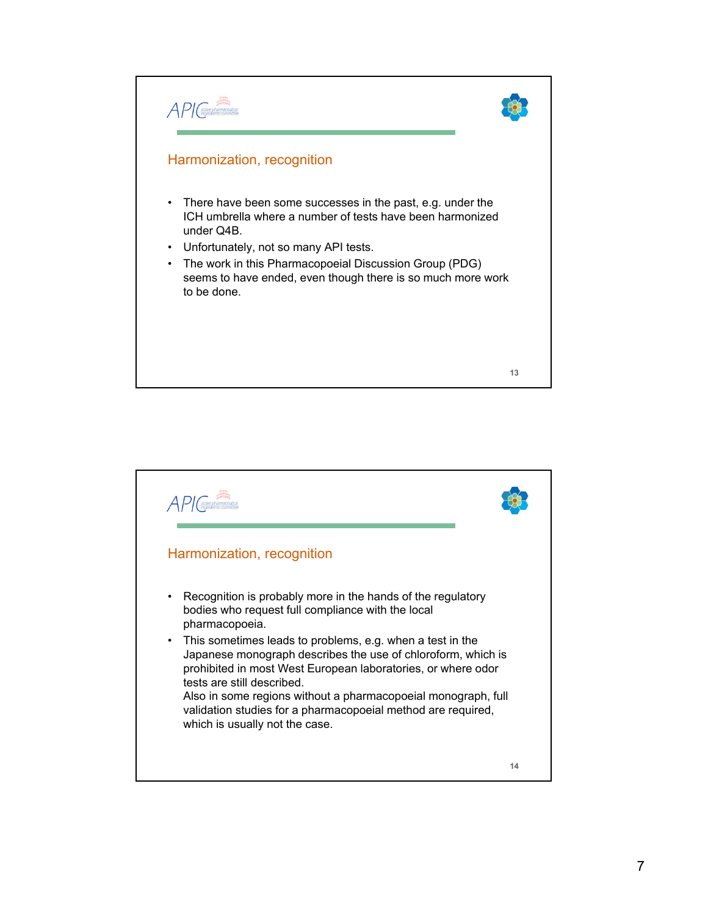## Harmonization, recognition

- There have been some successes in the past, e.g. under the ICH umbrella where a number of tests have been harmonized under Q4B.
- Unfortunately, not so many API tests.
- The work in this Pharmacopoeial Discussion Group (PDG) seems to have ended, even though there is so much more work to be done.

## Harmonization, recognition

- Recognition is probably more in the hands of the regulatory bodies who request full compliance with the local pharmacopoeia.
- This sometimes leads to problems, e.g. when a test in the Japanese monograph describes the use of chloroform, which is prohibited in most West European laboratories, or where odor tests are still described.
  Also in some regions without a pharmacopoeial monograph, full validation studies for a pharmacopoeial method are required, which is usually not the case.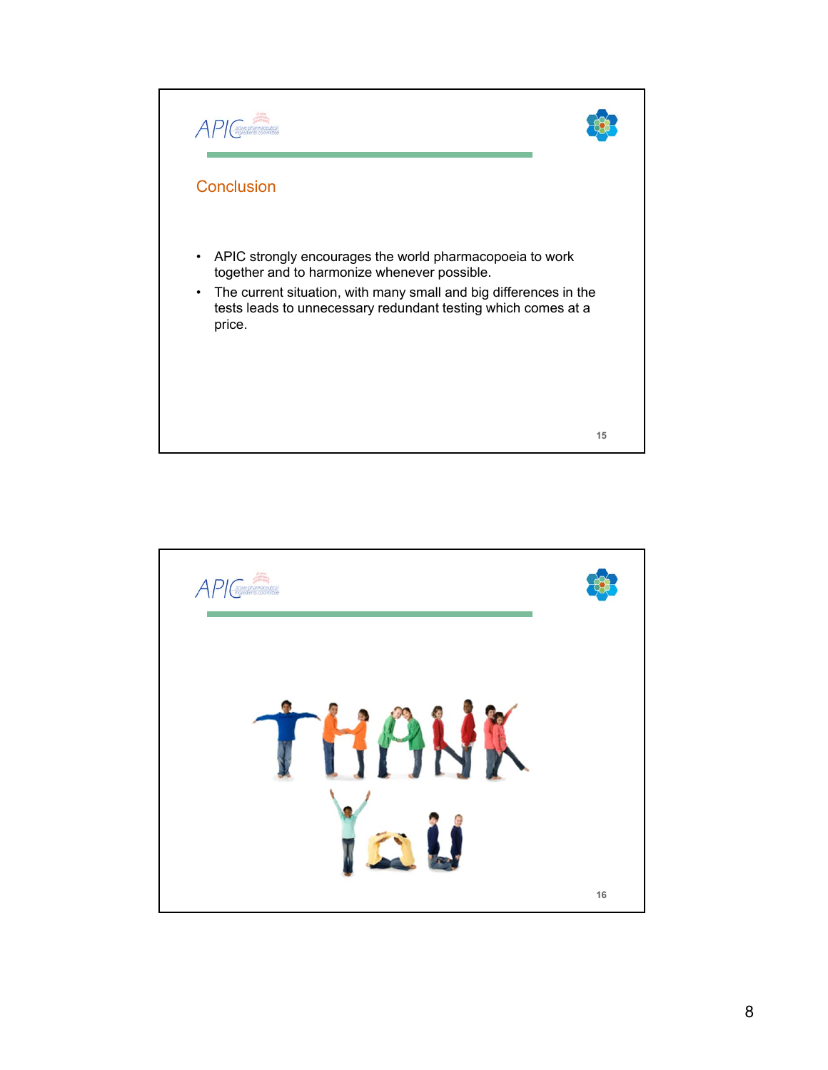APIC active pharmaceutical ingredients committee

## Conclusion

- APIC strongly encourages the world pharmacopoeia to work together and to harmonize whenever possible.
- The current situation, with many small and big differences in the tests leads to unnecessary redundant testing which comes at a price.

APIC active pharmaceutical ingredients committee